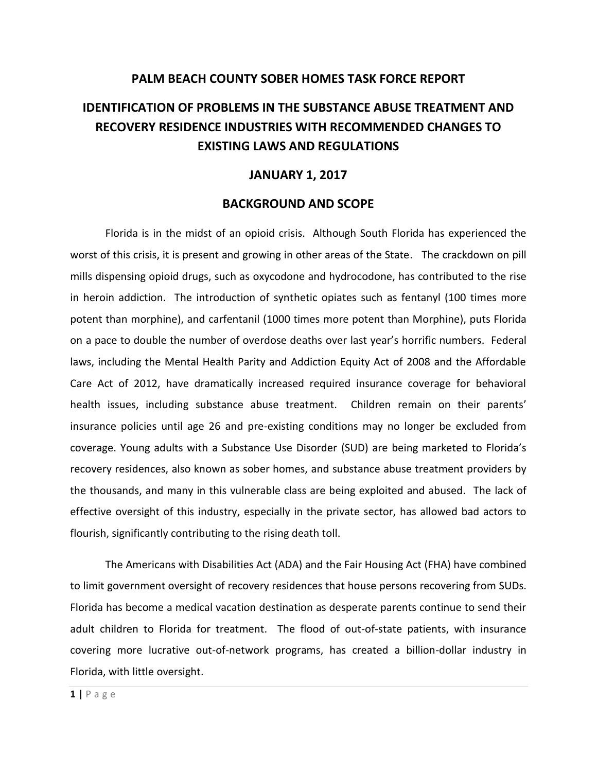# PALM BEACH COUNTY SOBER HOMES TASK FORCE REPORT

## IDENTIFICATION OF PROBLEMS IN THE SUBSTANCE ABUSE TREATMENT AND RECOVERY RESIDENCE INDUSTRIES WITH RECOMMENDED CHANGES TO EXISTING LAWS AND REGULATIONS

### JANUARY 1, 2017

### BACKGROUND AND SCOPE

Florida is in the midst of an opioid crisis. Although South Florida has experienced the worst of this crisis, it is present and growing in other areas of the State. The crackdown on pill mills dispensing opioid drugs, such as oxycodone and hydrocodone, has contributed to the rise in heroin addiction. The introduction of synthetic opiates such as fentanyl (100 times more potent than morphine), and carfentanil (1000 times more potent than Morphine), puts Florida on a pace to double the number of overdose deaths over last year's horrific numbers. Federal laws, including the Mental Health Parity and Addiction Equity Act of 2008 and the Affordable Care Act of 2012, have dramatically increased required insurance coverage for behavioral health issues, including substance abuse treatment. Children remain on their parents' insurance policies until age 26 and pre-existing conditions may no longer be excluded from coverage. Young adults with a Substance Use Disorder (SUD) are being marketed to Florida's recovery residences, also known as sober homes, and substance abuse treatment providers by the thousands, and many in this vulnerable class are being exploited and abused. The lack of effective oversight of this industry, especially in the private sector, has allowed bad actors to flourish, significantly contributing to the rising death toll.

The Americans with Disabilities Act (ADA) and the Fair Housing Act (FHA) have combined to limit government oversight of recovery residences that house persons recovering from SUDs. Florida has become a medical vacation destination as desperate parents continue to send their adult children to Florida for treatment. The flood of out-of-state patients, with insurance covering more lucrative out-of-network programs, has created a billion-dollar industry in Florida, with little oversight.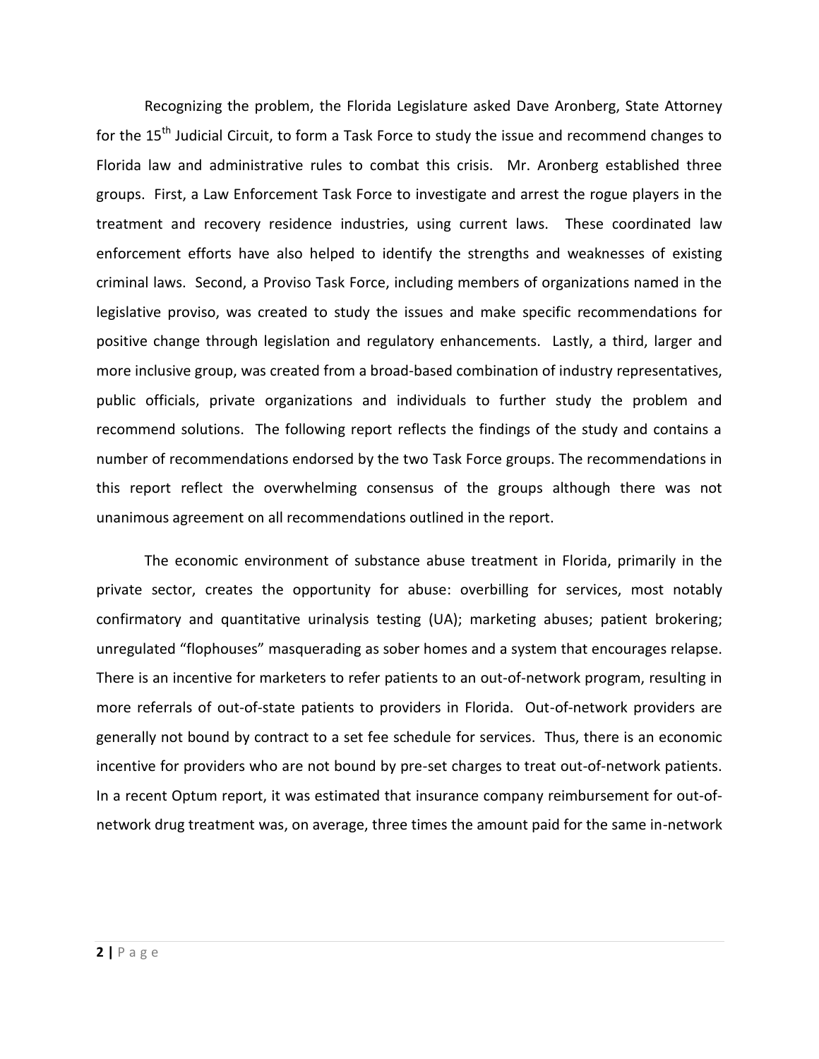Recognizing the problem, the Florida Legislature asked Dave Aronberg, State Attorney for the 15th Judicial Circuit, to form a Task Force to study the issue and recommend changes to Florida law and administrative rules to combat this crisis. Mr. Aronberg established three groups. First, a Law Enforcement Task Force to investigate and arrest the rogue players in the treatment and recovery residence industries, using current laws. These coordinated law enforcement efforts have also helped to identify the strengths and weaknesses of existing criminal laws. Second, a Proviso Task Force, including members of organizations named in the legislative proviso, was created to study the issues and make specific recommendations for positive change through legislation and regulatory enhancements. Lastly, a third, larger and more inclusive group, was created from a broad-based combination of industry representatives, public officials, private organizations and individuals to further study the problem and recommend solutions. The following report reflects the findings of the study and contains a number of recommendations endorsed by the two Task Force groups. The recommendations in this report reflect the overwhelming consensus of the groups although there was not unanimous agreement on all recommendations outlined in the report.

The economic environment of substance abuse treatment in Florida, primarily in the private sector, creates the opportunity for abuse: overbilling for services, most notably confirmatory and quantitative urinalysis testing (UA); marketing abuses; patient brokering; unregulated "flophouses" masquerading as sober homes and a system that encourages relapse. There is an incentive for marketers to refer patients to an out-of-network program, resulting in more referrals of out-of-state patients to providers in Florida. Out-of-network providers are generally not bound by contract to a set fee schedule for services. Thus, there is an economic incentive for providers who are not bound by pre-set charges to treat out-of-network patients. In a recent Optum report, it was estimated that insurance company reimbursement for out-of-network drug treatment was, on average, three times the amount paid for the same in-network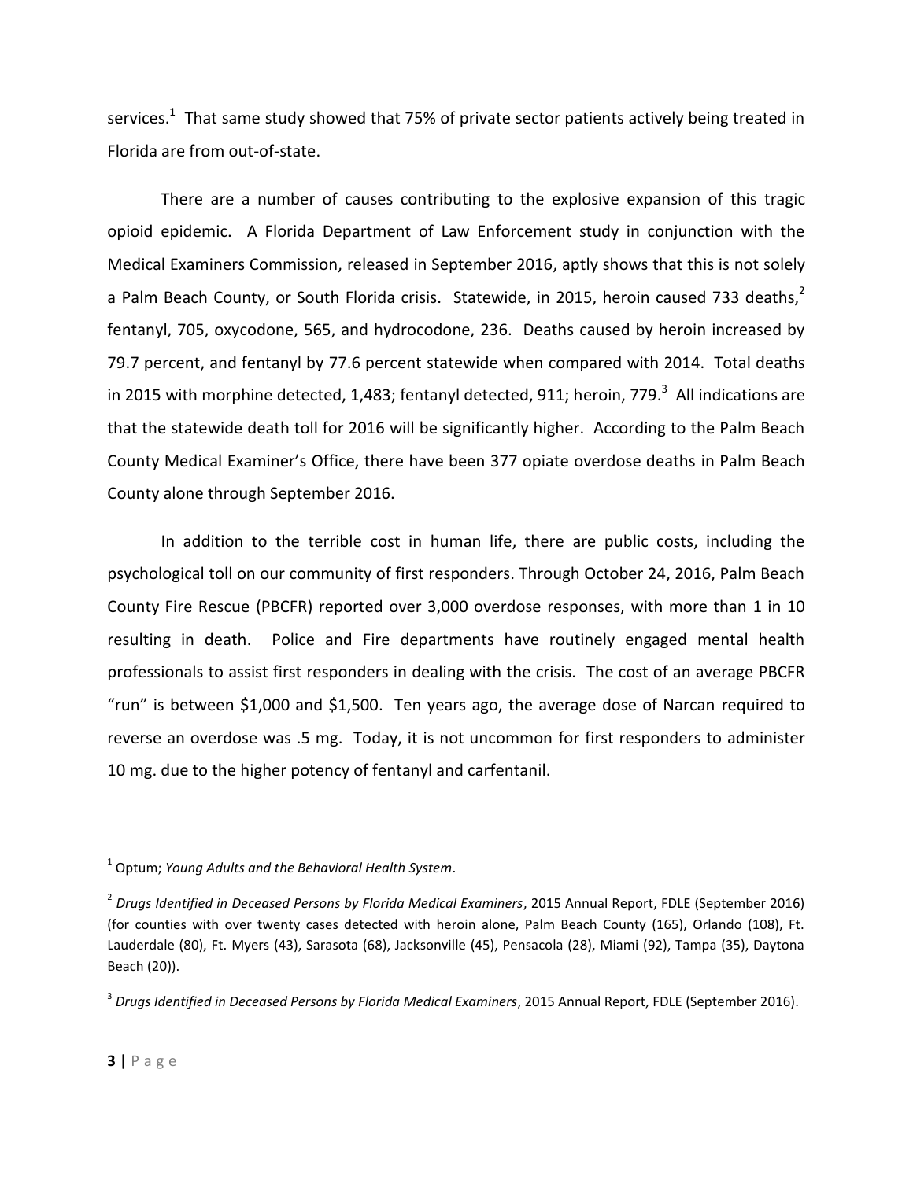services.[1] That same study showed that 75% of private sector patients actively being treated in Florida are from out-of-state.

There are a number of causes contributing to the explosive expansion of this tragic opioid epidemic. A Florida Department of Law Enforcement study in conjunction with the Medical Examiners Commission, released in September 2016, aptly shows that this is not solely a Palm Beach County, or South Florida crisis. Statewide, in 2015, heroin caused 733 deaths,[2] fentanyl, 705, oxycodone, 565, and hydrocodone, 236. Deaths caused by heroin increased by 79.7 percent, and fentanyl by 77.6 percent statewide when compared with 2014. Total deaths in 2015 with morphine detected, 1,483; fentanyl detected, 911; heroin, 779.[3] All indications are that the statewide death toll for 2016 will be significantly higher. According to the Palm Beach County Medical Examiner's Office, there have been 377 opiate overdose deaths in Palm Beach County alone through September 2016.

In addition to the terrible cost in human life, there are public costs, including the psychological toll on our community of first responders. Through October 24, 2016, Palm Beach County Fire Rescue (PBCFR) reported over 3,000 overdose responses, with more than 1 in 10 resulting in death. Police and Fire departments have routinely engaged mental health professionals to assist first responders in dealing with the crisis. The cost of an average PBCFR "run" is between $1,000 and $1,500. Ten years ago, the average dose of Narcan required to reverse an overdose was .5 mg. Today, it is not uncommon for first responders to administer 10 mg. due to the higher potency of fentanyl and carfentanil.

---

[1] Optum; *Young Adults and the Behavioral Health System*.

[2] *Drugs Identified in Deceased Persons by Florida Medical Examiners*, 2015 Annual Report, FDLE (September 2016) (for counties with over twenty cases detected with heroin alone, Palm Beach County (165), Orlando (108), Ft. Lauderdale (80), Ft. Myers (43), Sarasota (68), Jacksonville (45), Pensacola (28), Miami (92), Tampa (35), Daytona Beach (20)).

[3] *Drugs Identified in Deceased Persons by Florida Medical Examiners*, 2015 Annual Report, FDLE (September 2016).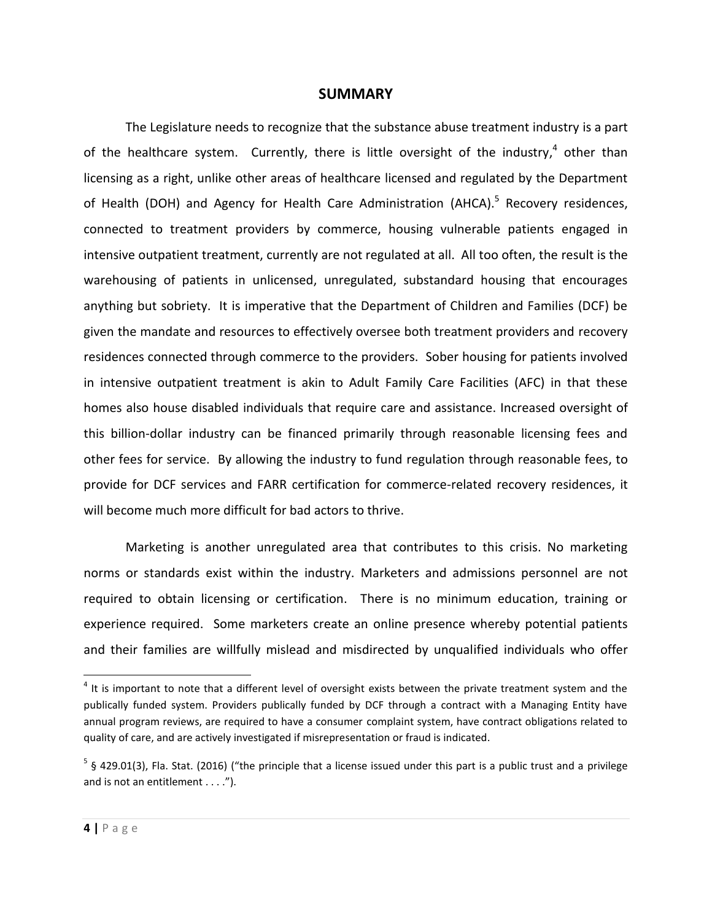## SUMMARY

The Legislature needs to recognize that the substance abuse treatment industry is a part of the healthcare system. Currently, there is little oversight of the industry,[4] other than licensing as a right, unlike other areas of healthcare licensed and regulated by the Department of Health (DOH) and Agency for Health Care Administration (AHCA).[5] Recovery residences, connected to treatment providers by commerce, housing vulnerable patients engaged in intensive outpatient treatment, currently are not regulated at all. All too often, the result is the warehousing of patients in unlicensed, unregulated, substandard housing that encourages anything but sobriety. It is imperative that the Department of Children and Families (DCF) be given the mandate and resources to effectively oversee both treatment providers and recovery residences connected through commerce to the providers. Sober housing for patients involved in intensive outpatient treatment is akin to Adult Family Care Facilities (AFC) in that these homes also house disabled individuals that require care and assistance. Increased oversight of this billion-dollar industry can be financed primarily through reasonable licensing fees and other fees for service. By allowing the industry to fund regulation through reasonable fees, to provide for DCF services and FARR certification for commerce-related recovery residences, it will become much more difficult for bad actors to thrive.

Marketing is another unregulated area that contributes to this crisis. No marketing norms or standards exist within the industry. Marketers and admissions personnel are not required to obtain licensing or certification. There is no minimum education, training or experience required. Some marketers create an online presence whereby potential patients and their families are willfully mislead and misdirected by unqualified individuals who offer

---

[4] It is important to note that a different level of oversight exists between the private treatment system and the publically funded system. Providers publically funded by DCF through a contract with a Managing Entity have annual program reviews, are required to have a consumer complaint system, have contract obligations related to quality of care, and are actively investigated if misrepresentation or fraud is indicated.

[5] § 429.01(3), Fla. Stat. (2016) ("the principle that a license issued under this part is a public trust and a privilege and is not an entitlement . . . .").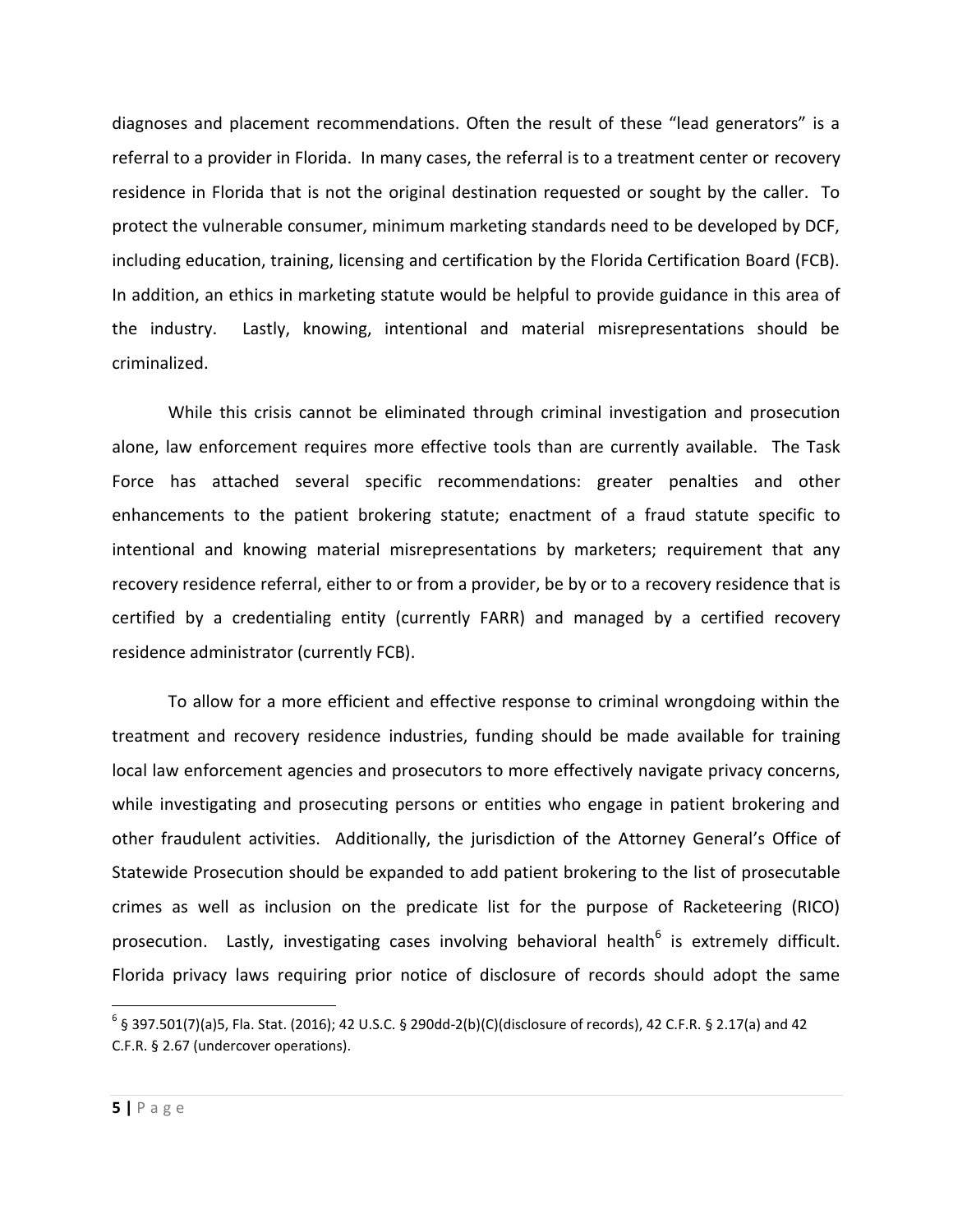diagnoses and placement recommendations. Often the result of these "lead generators" is a referral to a provider in Florida. In many cases, the referral is to a treatment center or recovery residence in Florida that is not the original destination requested or sought by the caller. To protect the vulnerable consumer, minimum marketing standards need to be developed by DCF, including education, training, licensing and certification by the Florida Certification Board (FCB). In addition, an ethics in marketing statute would be helpful to provide guidance in this area of the industry. Lastly, knowing, intentional and material misrepresentations should be criminalized.

While this crisis cannot be eliminated through criminal investigation and prosecution alone, law enforcement requires more effective tools than are currently available. The Task Force has attached several specific recommendations: greater penalties and other enhancements to the patient brokering statute; enactment of a fraud statute specific to intentional and knowing material misrepresentations by marketers; requirement that any recovery residence referral, either to or from a provider, be by or to a recovery residence that is certified by a credentialing entity (currently FARR) and managed by a certified recovery residence administrator (currently FCB).

To allow for a more efficient and effective response to criminal wrongdoing within the treatment and recovery residence industries, funding should be made available for training local law enforcement agencies and prosecutors to more effectively navigate privacy concerns, while investigating and prosecuting persons or entities who engage in patient brokering and other fraudulent activities. Additionally, the jurisdiction of the Attorney General's Office of Statewide Prosecution should be expanded to add patient brokering to the list of prosecutable crimes as well as inclusion on the predicate list for the purpose of Racketeering (RICO) prosecution. Lastly, investigating cases involving behavioral health[6] is extremely difficult. Florida privacy laws requiring prior notice of disclosure of records should adopt the same

[6] § 397.501(7)(a)5, Fla. Stat. (2016); 42 U.S.C. § 290dd-2(b)(C)(disclosure of records), 42 C.F.R. § 2.17(a) and 42 C.F.R. § 2.67 (undercover operations).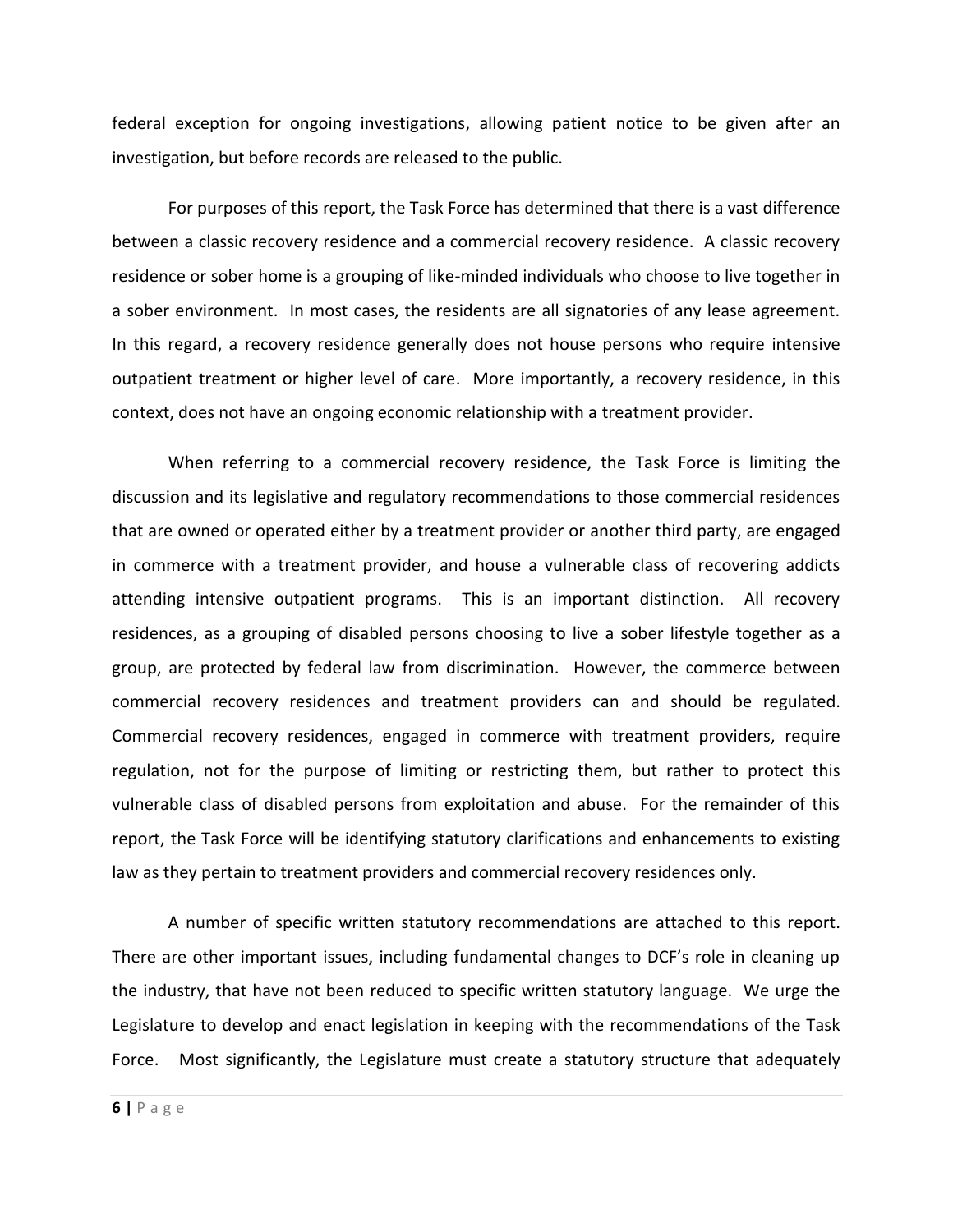federal exception for ongoing investigations, allowing patient notice to be given after an investigation, but before records are released to the public.

For purposes of this report, the Task Force has determined that there is a vast difference between a classic recovery residence and a commercial recovery residence. A classic recovery residence or sober home is a grouping of like-minded individuals who choose to live together in a sober environment. In most cases, the residents are all signatories of any lease agreement. In this regard, a recovery residence generally does not house persons who require intensive outpatient treatment or higher level of care. More importantly, a recovery residence, in this context, does not have an ongoing economic relationship with a treatment provider.

When referring to a commercial recovery residence, the Task Force is limiting the discussion and its legislative and regulatory recommendations to those commercial residences that are owned or operated either by a treatment provider or another third party, are engaged in commerce with a treatment provider, and house a vulnerable class of recovering addicts attending intensive outpatient programs. This is an important distinction. All recovery residences, as a grouping of disabled persons choosing to live a sober lifestyle together as a group, are protected by federal law from discrimination. However, the commerce between commercial recovery residences and treatment providers can and should be regulated. Commercial recovery residences, engaged in commerce with treatment providers, require regulation, not for the purpose of limiting or restricting them, but rather to protect this vulnerable class of disabled persons from exploitation and abuse. For the remainder of this report, the Task Force will be identifying statutory clarifications and enhancements to existing law as they pertain to treatment providers and commercial recovery residences only.

A number of specific written statutory recommendations are attached to this report. There are other important issues, including fundamental changes to DCF's role in cleaning up the industry, that have not been reduced to specific written statutory language. We urge the Legislature to develop and enact legislation in keeping with the recommendations of the Task Force. Most significantly, the Legislature must create a statutory structure that adequately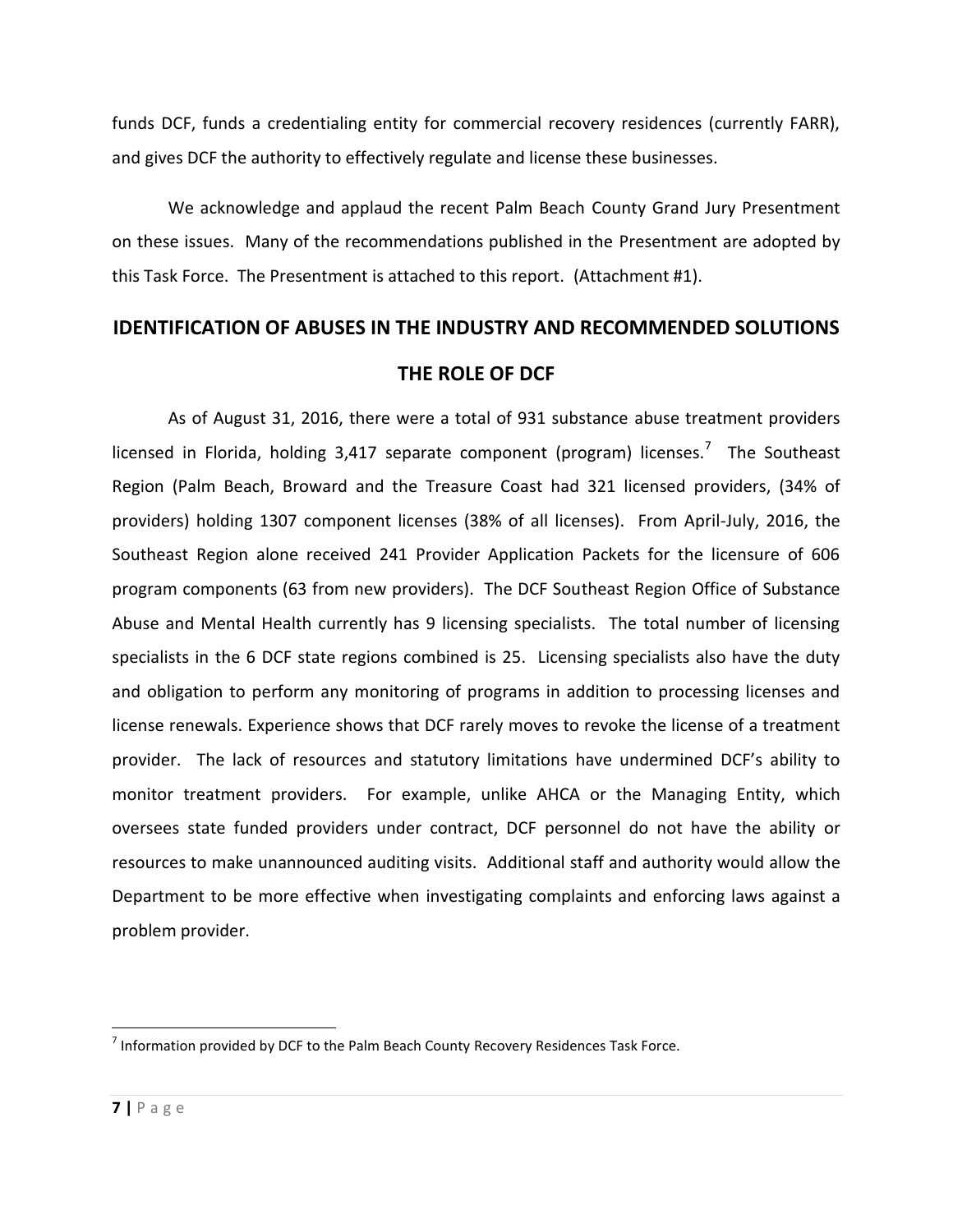funds DCF, funds a credentialing entity for commercial recovery residences (currently FARR), and gives DCF the authority to effectively regulate and license these businesses.

We acknowledge and applaud the recent Palm Beach County Grand Jury Presentment on these issues. Many of the recommendations published in the Presentment are adopted by this Task Force. The Presentment is attached to this report. (Attachment #1).

## IDENTIFICATION OF ABUSES IN THE INDUSTRY AND RECOMMENDED SOLUTIONS

## THE ROLE OF DCF

As of August 31, 2016, there were a total of 931 substance abuse treatment providers licensed in Florida, holding 3,417 separate component (program) licenses.[7] The Southeast Region (Palm Beach, Broward and the Treasure Coast had 321 licensed providers, (34% of providers) holding 1307 component licenses (38% of all licenses). From April-July, 2016, the Southeast Region alone received 241 Provider Application Packets for the licensure of 606 program components (63 from new providers). The DCF Southeast Region Office of Substance Abuse and Mental Health currently has 9 licensing specialists. The total number of licensing specialists in the 6 DCF state regions combined is 25. Licensing specialists also have the duty and obligation to perform any monitoring of programs in addition to processing licenses and license renewals. Experience shows that DCF rarely moves to revoke the license of a treatment provider. The lack of resources and statutory limitations have undermined DCF's ability to monitor treatment providers. For example, unlike AHCA or the Managing Entity, which oversees state funded providers under contract, DCF personnel do not have the ability or resources to make unannounced auditing visits. Additional staff and authority would allow the Department to be more effective when investigating complaints and enforcing laws against a problem provider.

[7] Information provided by DCF to the Palm Beach County Recovery Residences Task Force.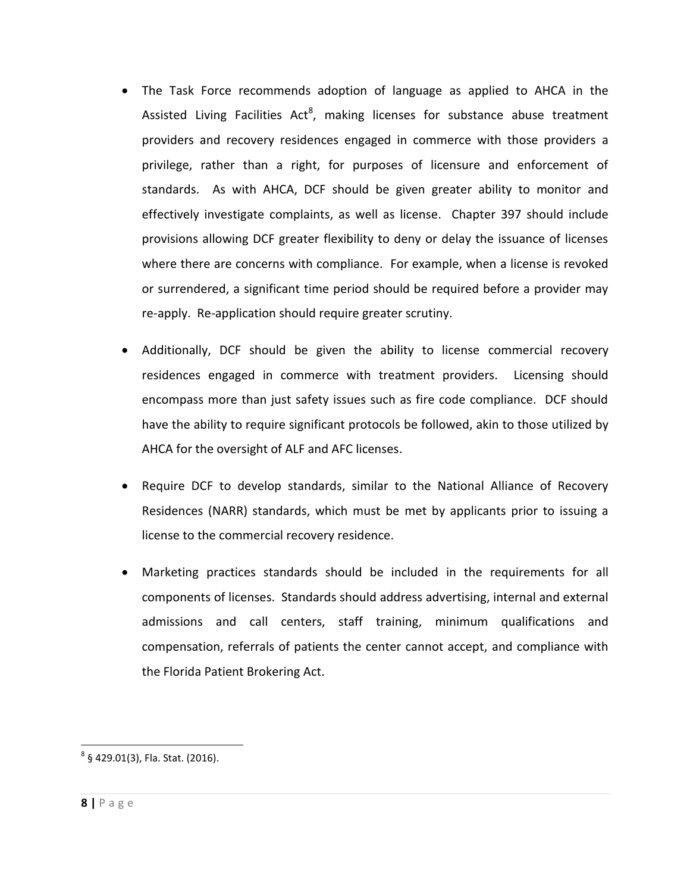- The Task Force recommends adoption of language as applied to AHCA in the Assisted Living Facilities Act[8], making licenses for substance abuse treatment providers and recovery residences engaged in commerce with those providers a privilege, rather than a right, for purposes of licensure and enforcement of standards. As with AHCA, DCF should be given greater ability to monitor and effectively investigate complaints, as well as license. Chapter 397 should include provisions allowing DCF greater flexibility to deny or delay the issuance of licenses where there are concerns with compliance. For example, when a license is revoked or surrendered, a significant time period should be required before a provider may re-apply. Re-application should require greater scrutiny.

- Additionally, DCF should be given the ability to license commercial recovery residences engaged in commerce with treatment providers. Licensing should encompass more than just safety issues such as fire code compliance. DCF should have the ability to require significant protocols be followed, akin to those utilized by AHCA for the oversight of ALF and AFC licenses.

- Require DCF to develop standards, similar to the National Alliance of Recovery Residences (NARR) standards, which must be met by applicants prior to issuing a license to the commercial recovery residence.

- Marketing practices standards should be included in the requirements for all components of licenses. Standards should address advertising, internal and external admissions and call centers, staff training, minimum qualifications and compensation, referrals of patients the center cannot accept, and compliance with the Florida Patient Brokering Act.

---

[8] § 429.01(3), Fla. Stat. (2016).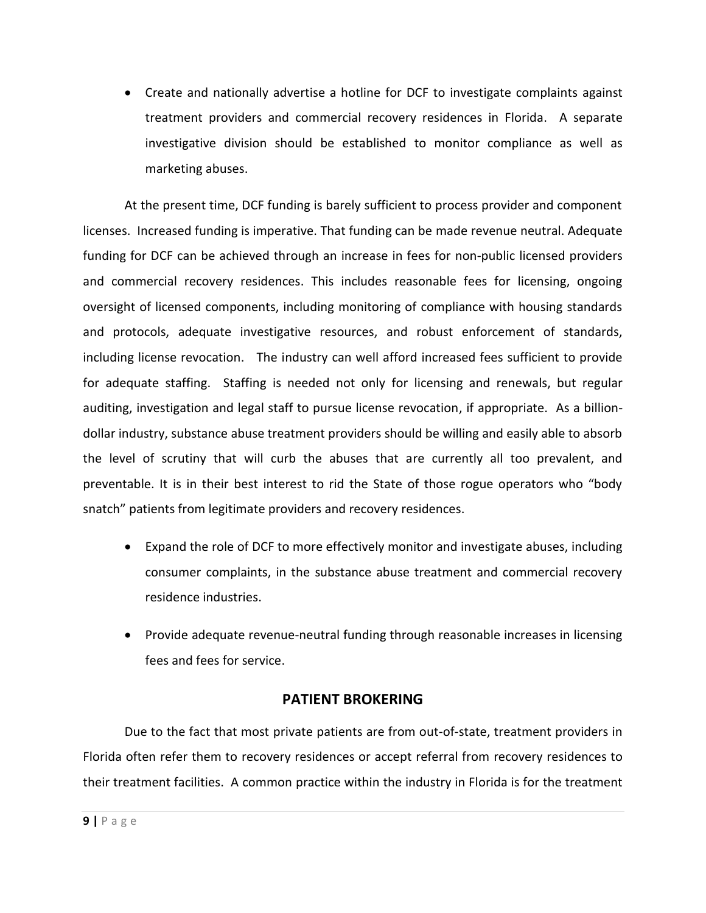- Create and nationally advertise a hotline for DCF to investigate complaints against treatment providers and commercial recovery residences in Florida. A separate investigative division should be established to monitor compliance as well as marketing abuses.

At the present time, DCF funding is barely sufficient to process provider and component licenses. Increased funding is imperative. That funding can be made revenue neutral. Adequate funding for DCF can be achieved through an increase in fees for non-public licensed providers and commercial recovery residences. This includes reasonable fees for licensing, ongoing oversight of licensed components, including monitoring of compliance with housing standards and protocols, adequate investigative resources, and robust enforcement of standards, including license revocation. The industry can well afford increased fees sufficient to provide for adequate staffing. Staffing is needed not only for licensing and renewals, but regular auditing, investigation and legal staff to pursue license revocation, if appropriate. As a billion-dollar industry, substance abuse treatment providers should be willing and easily able to absorb the level of scrutiny that will curb the abuses that are currently all too prevalent, and preventable. It is in their best interest to rid the State of those rogue operators who "body snatch" patients from legitimate providers and recovery residences.

- Expand the role of DCF to more effectively monitor and investigate abuses, including consumer complaints, in the substance abuse treatment and commercial recovery residence industries.
- Provide adequate revenue-neutral funding through reasonable increases in licensing fees and fees for service.

## PATIENT BROKERING

Due to the fact that most private patients are from out-of-state, treatment providers in Florida often refer them to recovery residences or accept referral from recovery residences to their treatment facilities. A common practice within the industry in Florida is for the treatment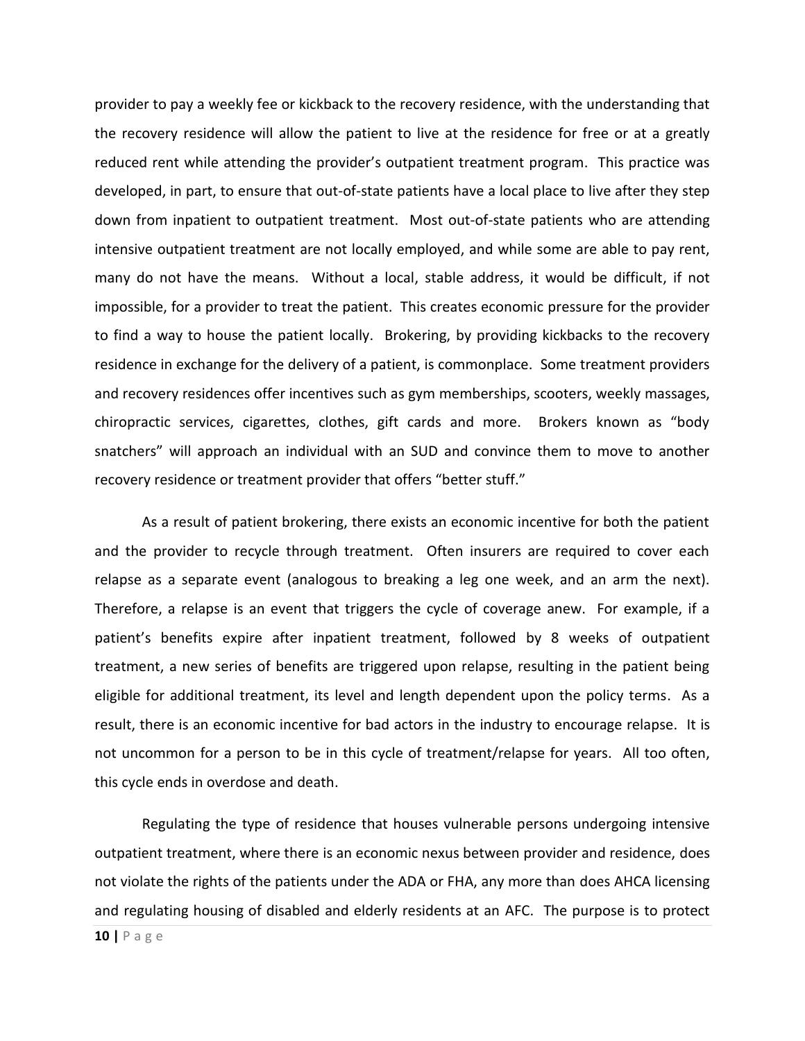provider to pay a weekly fee or kickback to the recovery residence, with the understanding that the recovery residence will allow the patient to live at the residence for free or at a greatly reduced rent while attending the provider's outpatient treatment program. This practice was developed, in part, to ensure that out-of-state patients have a local place to live after they step down from inpatient to outpatient treatment. Most out-of-state patients who are attending intensive outpatient treatment are not locally employed, and while some are able to pay rent, many do not have the means. Without a local, stable address, it would be difficult, if not impossible, for a provider to treat the patient. This creates economic pressure for the provider to find a way to house the patient locally. Brokering, by providing kickbacks to the recovery residence in exchange for the delivery of a patient, is commonplace. Some treatment providers and recovery residences offer incentives such as gym memberships, scooters, weekly massages, chiropractic services, cigarettes, clothes, gift cards and more. Brokers known as "body snatchers" will approach an individual with an SUD and convince them to move to another recovery residence or treatment provider that offers "better stuff."

As a result of patient brokering, there exists an economic incentive for both the patient and the provider to recycle through treatment. Often insurers are required to cover each relapse as a separate event (analogous to breaking a leg one week, and an arm the next). Therefore, a relapse is an event that triggers the cycle of coverage anew. For example, if a patient's benefits expire after inpatient treatment, followed by 8 weeks of outpatient treatment, a new series of benefits are triggered upon relapse, resulting in the patient being eligible for additional treatment, its level and length dependent upon the policy terms. As a result, there is an economic incentive for bad actors in the industry to encourage relapse. It is not uncommon for a person to be in this cycle of treatment/relapse for years. All too often, this cycle ends in overdose and death.

Regulating the type of residence that houses vulnerable persons undergoing intensive outpatient treatment, where there is an economic nexus between provider and residence, does not violate the rights of the patients under the ADA or FHA, any more than does AHCA licensing and regulating housing of disabled and elderly residents at an AFC. The purpose is to protect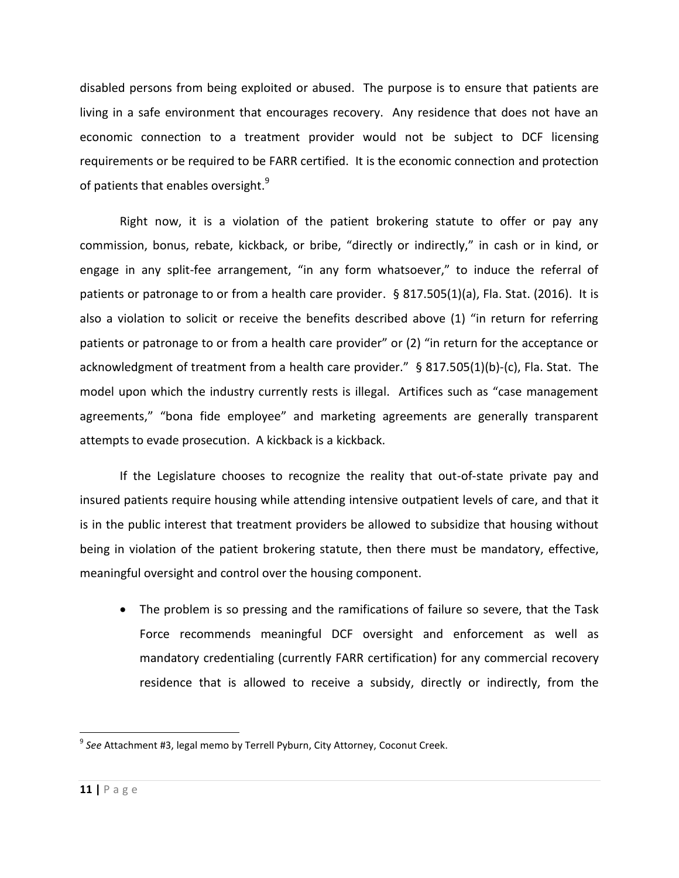disabled persons from being exploited or abused. The purpose is to ensure that patients are living in a safe environment that encourages recovery. Any residence that does not have an economic connection to a treatment provider would not be subject to DCF licensing requirements or be required to be FARR certified. It is the economic connection and protection of patients that enables oversight.[9]

Right now, it is a violation of the patient brokering statute to offer or pay any commission, bonus, rebate, kickback, or bribe, "directly or indirectly," in cash or in kind, or engage in any split-fee arrangement, "in any form whatsoever," to induce the referral of patients or patronage to or from a health care provider. § 817.505(1)(a), Fla. Stat. (2016). It is also a violation to solicit or receive the benefits described above (1) "in return for referring patients or patronage to or from a health care provider" or (2) "in return for the acceptance or acknowledgment of treatment from a health care provider." § 817.505(1)(b)-(c), Fla. Stat. The model upon which the industry currently rests is illegal. Artifices such as "case management agreements," "bona fide employee" and marketing agreements are generally transparent attempts to evade prosecution. A kickback is a kickback.

If the Legislature chooses to recognize the reality that out-of-state private pay and insured patients require housing while attending intensive outpatient levels of care, and that it is in the public interest that treatment providers be allowed to subsidize that housing without being in violation of the patient brokering statute, then there must be mandatory, effective, meaningful oversight and control over the housing component.

- The problem is so pressing and the ramifications of failure so severe, that the Task Force recommends meaningful DCF oversight and enforcement as well as mandatory credentialing (currently FARR certification) for any commercial recovery residence that is allowed to receive a subsidy, directly or indirectly, from the

---

[9] *See* Attachment #3, legal memo by Terrell Pyburn, City Attorney, Coconut Creek.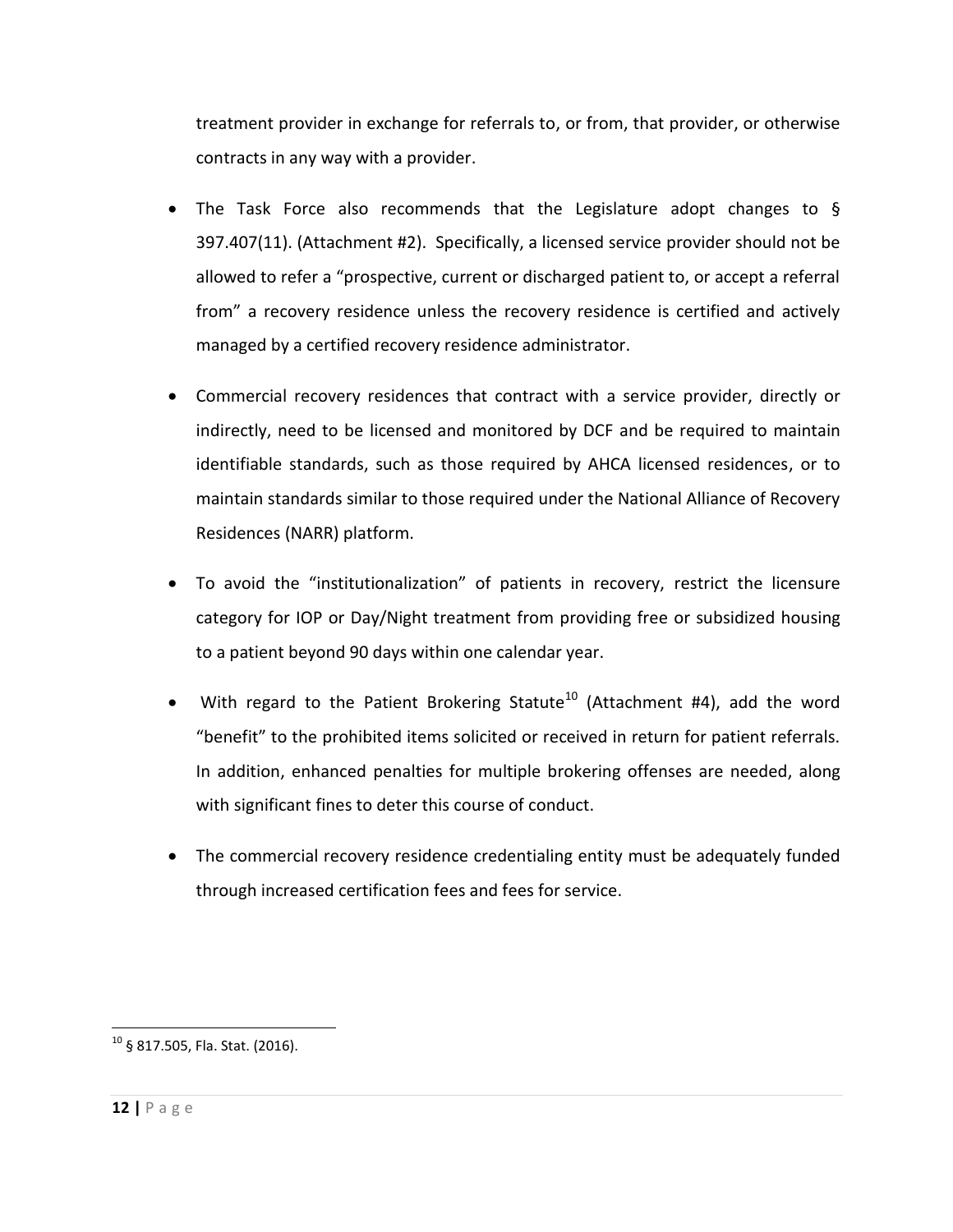treatment provider in exchange for referrals to, or from, that provider, or otherwise contracts in any way with a provider.

- The Task Force also recommends that the Legislature adopt changes to § 397.407(11). (Attachment #2). Specifically, a licensed service provider should not be allowed to refer a "prospective, current or discharged patient to, or accept a referral from" a recovery residence unless the recovery residence is certified and actively managed by a certified recovery residence administrator.

- Commercial recovery residences that contract with a service provider, directly or indirectly, need to be licensed and monitored by DCF and be required to maintain identifiable standards, such as those required by AHCA licensed residences, or to maintain standards similar to those required under the National Alliance of Recovery Residences (NARR) platform.

- To avoid the "institutionalization" of patients in recovery, restrict the licensure category for IOP or Day/Night treatment from providing free or subsidized housing to a patient beyond 90 days within one calendar year.

- With regard to the Patient Brokering Statute[10] (Attachment #4), add the word "benefit" to the prohibited items solicited or received in return for patient referrals. In addition, enhanced penalties for multiple brokering offenses are needed, along with significant fines to deter this course of conduct.

- The commercial recovery residence credentialing entity must be adequately funded through increased certification fees and fees for service.

[10] § 817.505, Fla. Stat. (2016).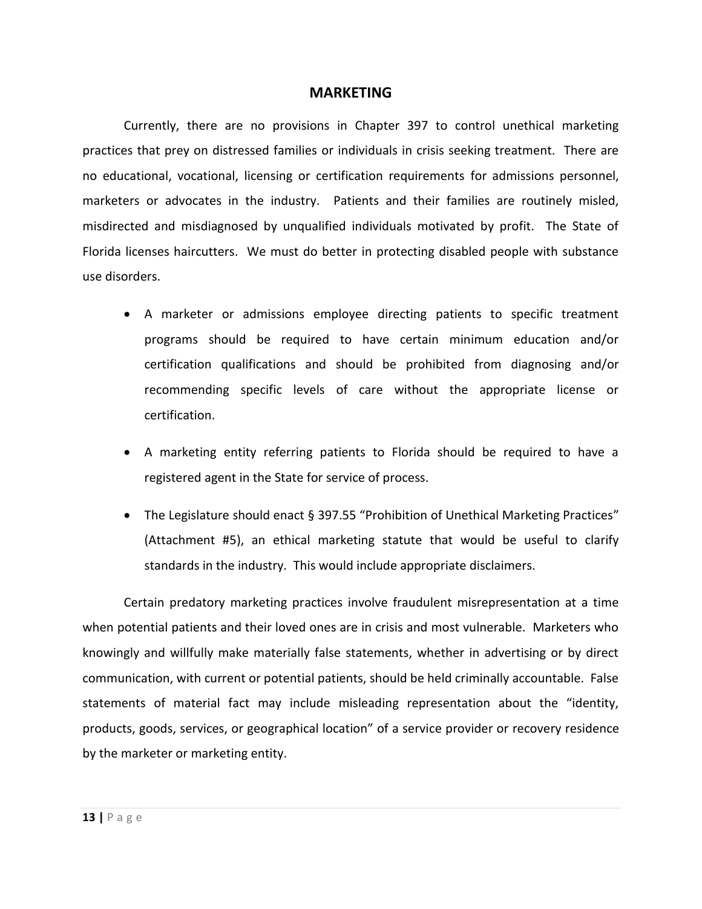## MARKETING

Currently, there are no provisions in Chapter 397 to control unethical marketing practices that prey on distressed families or individuals in crisis seeking treatment. There are no educational, vocational, licensing or certification requirements for admissions personnel, marketers or advocates in the industry. Patients and their families are routinely misled, misdirected and misdiagnosed by unqualified individuals motivated by profit. The State of Florida licenses haircutters. We must do better in protecting disabled people with substance use disorders.

- A marketer or admissions employee directing patients to specific treatment programs should be required to have certain minimum education and/or certification qualifications and should be prohibited from diagnosing and/or recommending specific levels of care without the appropriate license or certification.
- A marketing entity referring patients to Florida should be required to have a registered agent in the State for service of process.
- The Legislature should enact § 397.55 "Prohibition of Unethical Marketing Practices" (Attachment #5), an ethical marketing statute that would be useful to clarify standards in the industry. This would include appropriate disclaimers.

Certain predatory marketing practices involve fraudulent misrepresentation at a time when potential patients and their loved ones are in crisis and most vulnerable. Marketers who knowingly and willfully make materially false statements, whether in advertising or by direct communication, with current or potential patients, should be held criminally accountable. False statements of material fact may include misleading representation about the "identity, products, goods, services, or geographical location" of a service provider or recovery residence by the marketer or marketing entity.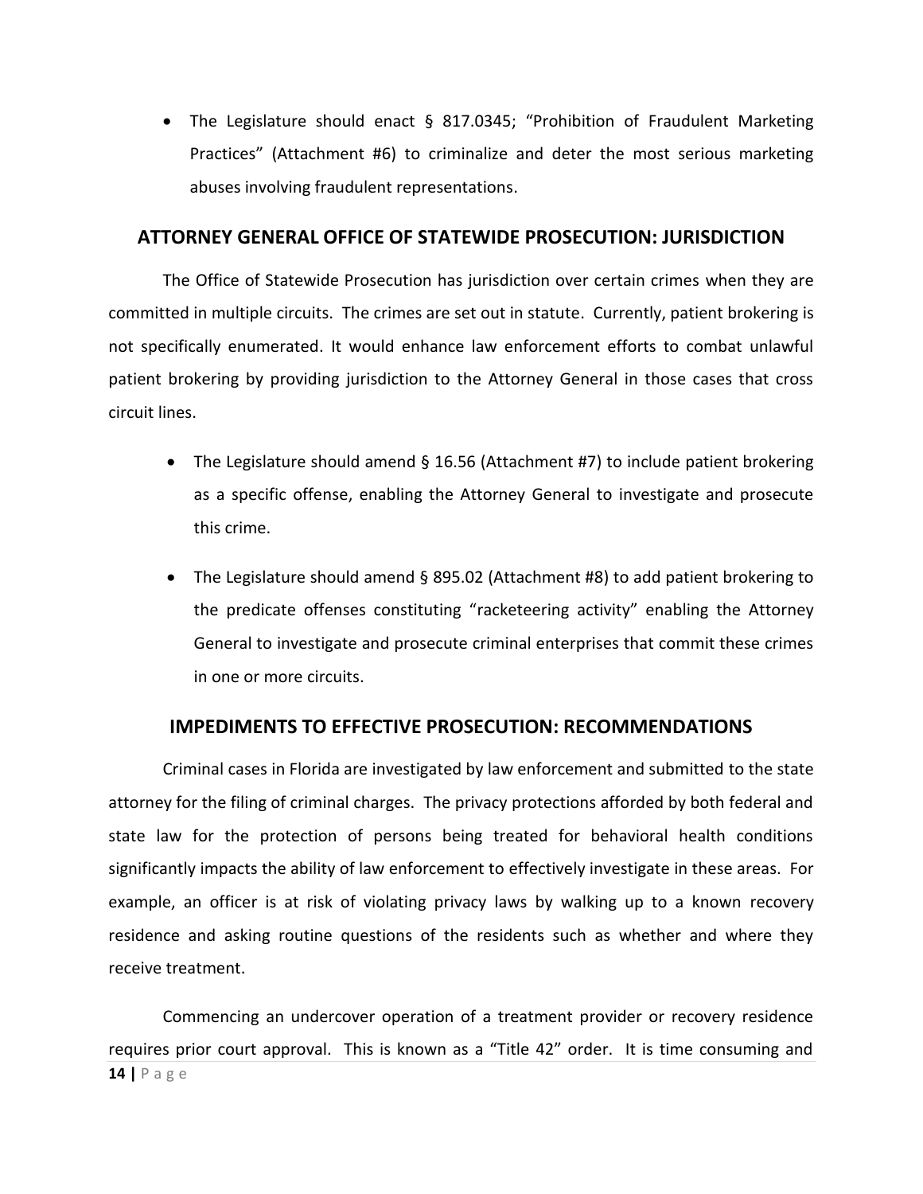- The Legislature should enact § 817.0345; "Prohibition of Fraudulent Marketing Practices" (Attachment #6) to criminalize and deter the most serious marketing abuses involving fraudulent representations.

## ATTORNEY GENERAL OFFICE OF STATEWIDE PROSECUTION: JURISDICTION

The Office of Statewide Prosecution has jurisdiction over certain crimes when they are committed in multiple circuits. The crimes are set out in statute. Currently, patient brokering is not specifically enumerated. It would enhance law enforcement efforts to combat unlawful patient brokering by providing jurisdiction to the Attorney General in those cases that cross circuit lines.

- The Legislature should amend § 16.56 (Attachment #7) to include patient brokering as a specific offense, enabling the Attorney General to investigate and prosecute this crime.
- The Legislature should amend § 895.02 (Attachment #8) to add patient brokering to the predicate offenses constituting "racketeering activity" enabling the Attorney General to investigate and prosecute criminal enterprises that commit these crimes in one or more circuits.

## IMPEDIMENTS TO EFFECTIVE PROSECUTION: RECOMMENDATIONS

Criminal cases in Florida are investigated by law enforcement and submitted to the state attorney for the filing of criminal charges. The privacy protections afforded by both federal and state law for the protection of persons being treated for behavioral health conditions significantly impacts the ability of law enforcement to effectively investigate in these areas. For example, an officer is at risk of violating privacy laws by walking up to a known recovery residence and asking routine questions of the residents such as whether and where they receive treatment.

Commencing an undercover operation of a treatment provider or recovery residence requires prior court approval. This is known as a "Title 42" order. It is time consuming and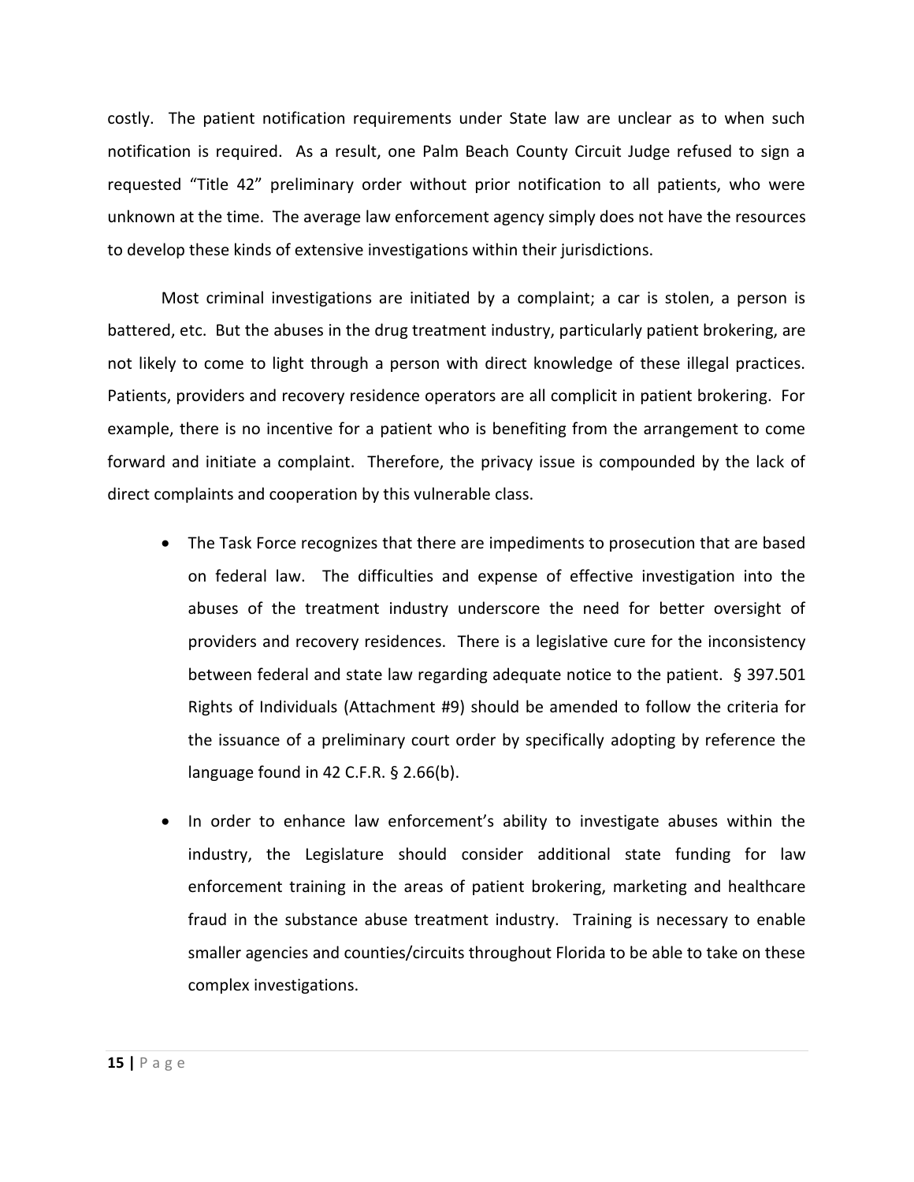costly. The patient notification requirements under State law are unclear as to when such notification is required. As a result, one Palm Beach County Circuit Judge refused to sign a requested "Title 42" preliminary order without prior notification to all patients, who were unknown at the time. The average law enforcement agency simply does not have the resources to develop these kinds of extensive investigations within their jurisdictions.

Most criminal investigations are initiated by a complaint; a car is stolen, a person is battered, etc. But the abuses in the drug treatment industry, particularly patient brokering, are not likely to come to light through a person with direct knowledge of these illegal practices. Patients, providers and recovery residence operators are all complicit in patient brokering. For example, there is no incentive for a patient who is benefiting from the arrangement to come forward and initiate a complaint. Therefore, the privacy issue is compounded by the lack of direct complaints and cooperation by this vulnerable class.

- The Task Force recognizes that there are impediments to prosecution that are based on federal law. The difficulties and expense of effective investigation into the abuses of the treatment industry underscore the need for better oversight of providers and recovery residences. There is a legislative cure for the inconsistency between federal and state law regarding adequate notice to the patient. § 397.501 Rights of Individuals (Attachment #9) should be amended to follow the criteria for the issuance of a preliminary court order by specifically adopting by reference the language found in 42 C.F.R. § 2.66(b).

- In order to enhance law enforcement's ability to investigate abuses within the industry, the Legislature should consider additional state funding for law enforcement training in the areas of patient brokering, marketing and healthcare fraud in the substance abuse treatment industry. Training is necessary to enable smaller agencies and counties/circuits throughout Florida to be able to take on these complex investigations.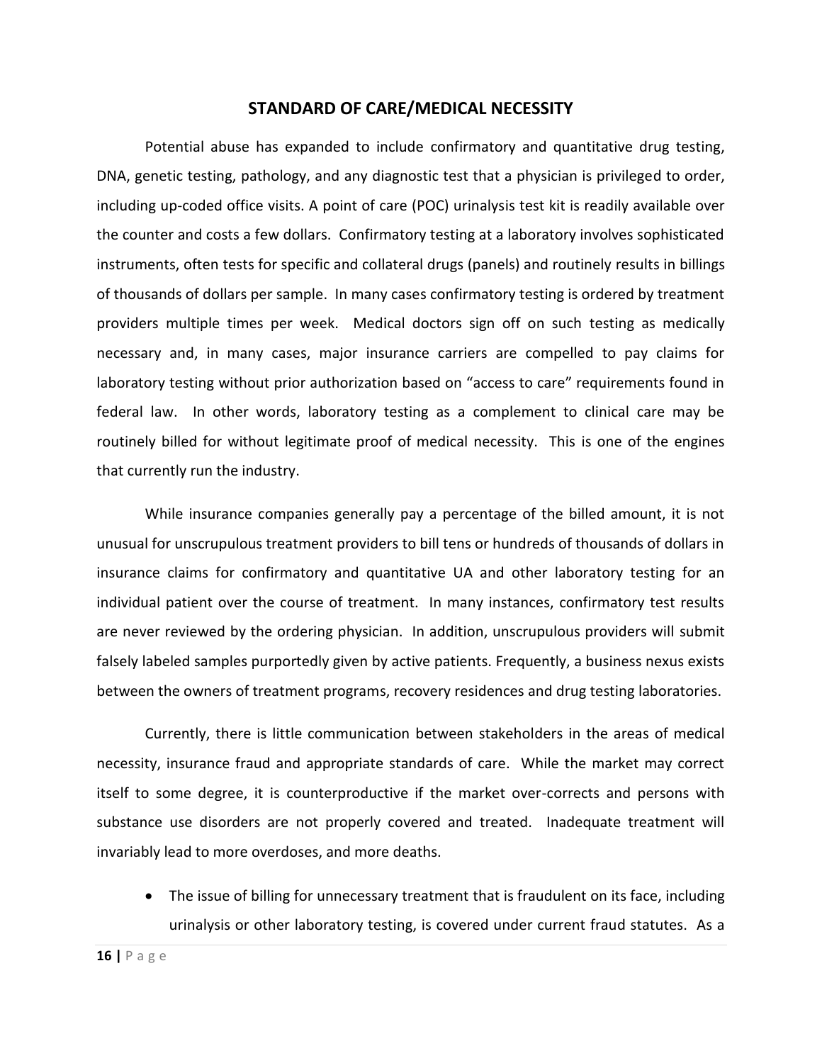## STANDARD OF CARE/MEDICAL NECESSITY

Potential abuse has expanded to include confirmatory and quantitative drug testing, DNA, genetic testing, pathology, and any diagnostic test that a physician is privileged to order, including up-coded office visits. A point of care (POC) urinalysis test kit is readily available over the counter and costs a few dollars. Confirmatory testing at a laboratory involves sophisticated instruments, often tests for specific and collateral drugs (panels) and routinely results in billings of thousands of dollars per sample. In many cases confirmatory testing is ordered by treatment providers multiple times per week. Medical doctors sign off on such testing as medically necessary and, in many cases, major insurance carriers are compelled to pay claims for laboratory testing without prior authorization based on "access to care" requirements found in federal law. In other words, laboratory testing as a complement to clinical care may be routinely billed for without legitimate proof of medical necessity. This is one of the engines that currently run the industry.

While insurance companies generally pay a percentage of the billed amount, it is not unusual for unscrupulous treatment providers to bill tens or hundreds of thousands of dollars in insurance claims for confirmatory and quantitative UA and other laboratory testing for an individual patient over the course of treatment. In many instances, confirmatory test results are never reviewed by the ordering physician. In addition, unscrupulous providers will submit falsely labeled samples purportedly given by active patients. Frequently, a business nexus exists between the owners of treatment programs, recovery residences and drug testing laboratories.

Currently, there is little communication between stakeholders in the areas of medical necessity, insurance fraud and appropriate standards of care. While the market may correct itself to some degree, it is counterproductive if the market over-corrects and persons with substance use disorders are not properly covered and treated. Inadequate treatment will invariably lead to more overdoses, and more deaths.

- The issue of billing for unnecessary treatment that is fraudulent on its face, including urinalysis or other laboratory testing, is covered under current fraud statutes. As a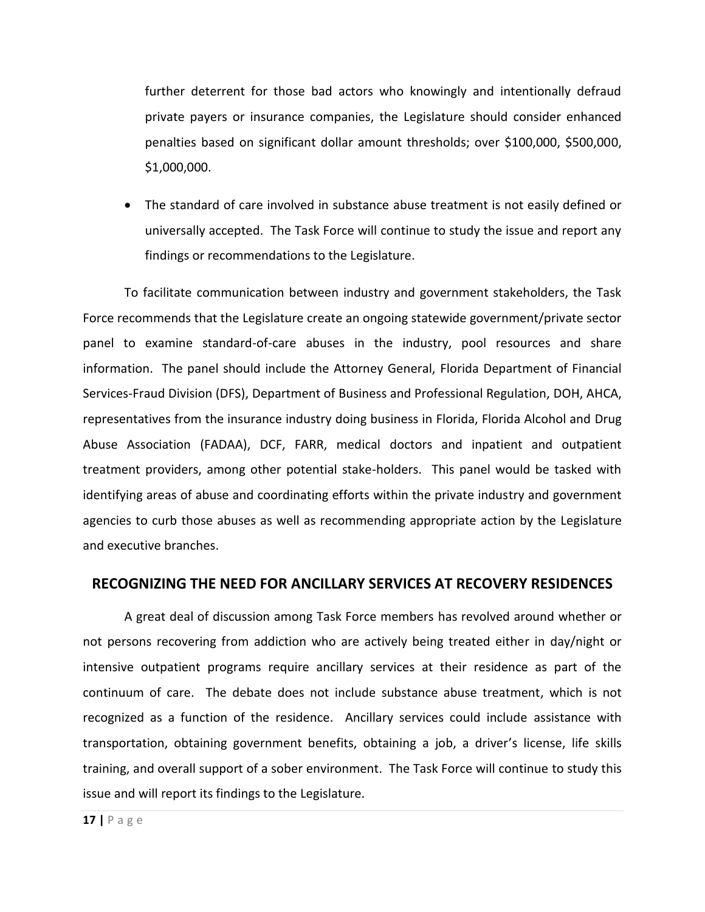further deterrent for those bad actors who knowingly and intentionally defraud private payers or insurance companies, the Legislature should consider enhanced penalties based on significant dollar amount thresholds; over $100,000, $500,000, $1,000,000.

- The standard of care involved in substance abuse treatment is not easily defined or universally accepted. The Task Force will continue to study the issue and report any findings or recommendations to the Legislature.

To facilitate communication between industry and government stakeholders, the Task Force recommends that the Legislature create an ongoing statewide government/private sector panel to examine standard-of-care abuses in the industry, pool resources and share information. The panel should include the Attorney General, Florida Department of Financial Services-Fraud Division (DFS), Department of Business and Professional Regulation, DOH, AHCA, representatives from the insurance industry doing business in Florida, Florida Alcohol and Drug Abuse Association (FADAA), DCF, FARR, medical doctors and inpatient and outpatient treatment providers, among other potential stake-holders. This panel would be tasked with identifying areas of abuse and coordinating efforts within the private industry and government agencies to curb those abuses as well as recommending appropriate action by the Legislature and executive branches.

## RECOGNIZING THE NEED FOR ANCILLARY SERVICES AT RECOVERY RESIDENCES

A great deal of discussion among Task Force members has revolved around whether or not persons recovering from addiction who are actively being treated either in day/night or intensive outpatient programs require ancillary services at their residence as part of the continuum of care. The debate does not include substance abuse treatment, which is not recognized as a function of the residence. Ancillary services could include assistance with transportation, obtaining government benefits, obtaining a job, a driver's license, life skills training, and overall support of a sober environment. The Task Force will continue to study this issue and will report its findings to the Legislature.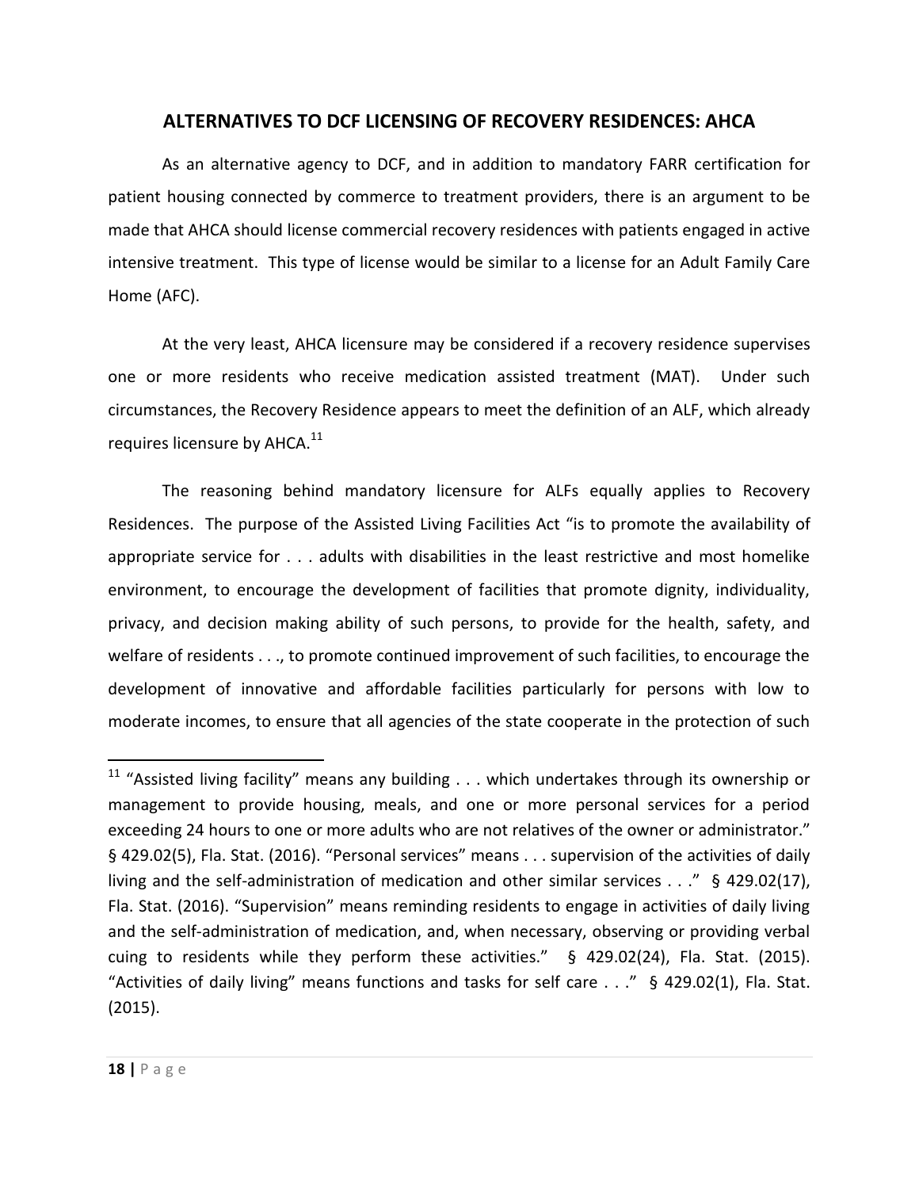## ALTERNATIVES TO DCF LICENSING OF RECOVERY RESIDENCES: AHCA

As an alternative agency to DCF, and in addition to mandatory FARR certification for patient housing connected by commerce to treatment providers, there is an argument to be made that AHCA should license commercial recovery residences with patients engaged in active intensive treatment. This type of license would be similar to a license for an Adult Family Care Home (AFC).

At the very least, AHCA licensure may be considered if a recovery residence supervises one or more residents who receive medication assisted treatment (MAT). Under such circumstances, the Recovery Residence appears to meet the definition of an ALF, which already requires licensure by AHCA.[11]

The reasoning behind mandatory licensure for ALFs equally applies to Recovery Residences. The purpose of the Assisted Living Facilities Act "is to promote the availability of appropriate service for . . . adults with disabilities in the least restrictive and most homelike environment, to encourage the development of facilities that promote dignity, individuality, privacy, and decision making ability of such persons, to provide for the health, safety, and welfare of residents . . ., to promote continued improvement of such facilities, to encourage the development of innovative and affordable facilities particularly for persons with low to moderate incomes, to ensure that all agencies of the state cooperate in the protection of such

---

[11] "Assisted living facility" means any building . . . which undertakes through its ownership or management to provide housing, meals, and one or more personal services for a period exceeding 24 hours to one or more adults who are not relatives of the owner or administrator." § 429.02(5), Fla. Stat. (2016). "Personal services" means . . . supervision of the activities of daily living and the self-administration of medication and other similar services . . ." § 429.02(17), Fla. Stat. (2016). "Supervision" means reminding residents to engage in activities of daily living and the self-administration of medication, and, when necessary, observing or providing verbal cuing to residents while they perform these activities." § 429.02(24), Fla. Stat. (2015). "Activities of daily living" means functions and tasks for self care . . ." § 429.02(1), Fla. Stat. (2015).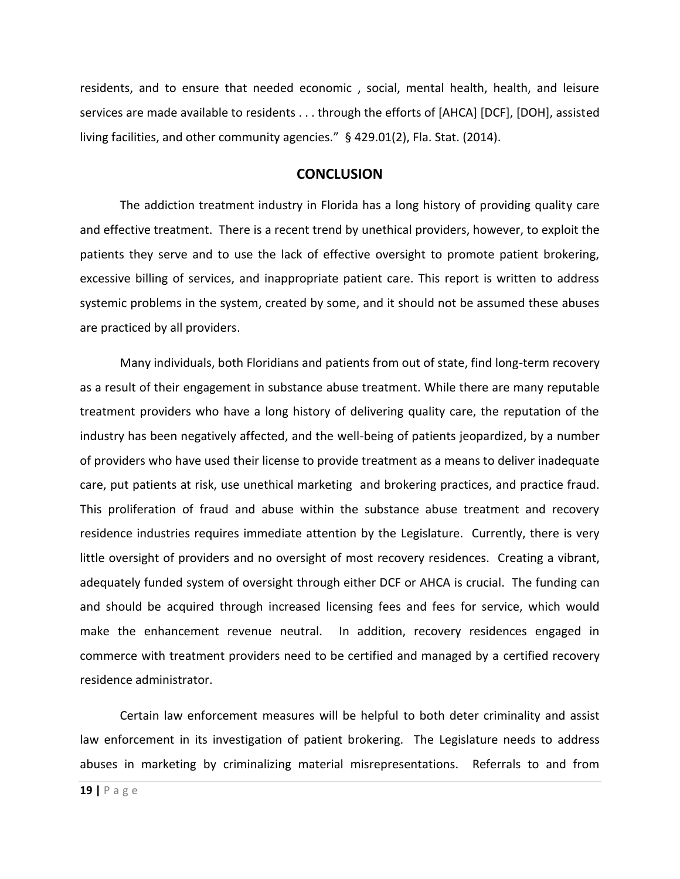residents, and to ensure that needed economic , social, mental health, health, and leisure services are made available to residents . . . through the efforts of [AHCA] [DCF], [DOH], assisted living facilities, and other community agencies." § 429.01(2), Fla. Stat. (2014).

## CONCLUSION

The addiction treatment industry in Florida has a long history of providing quality care and effective treatment. There is a recent trend by unethical providers, however, to exploit the patients they serve and to use the lack of effective oversight to promote patient brokering, excessive billing of services, and inappropriate patient care. This report is written to address systemic problems in the system, created by some, and it should not be assumed these abuses are practiced by all providers.

Many individuals, both Floridians and patients from out of state, find long-term recovery as a result of their engagement in substance abuse treatment. While there are many reputable treatment providers who have a long history of delivering quality care, the reputation of the industry has been negatively affected, and the well-being of patients jeopardized, by a number of providers who have used their license to provide treatment as a means to deliver inadequate care, put patients at risk, use unethical marketing and brokering practices, and practice fraud. This proliferation of fraud and abuse within the substance abuse treatment and recovery residence industries requires immediate attention by the Legislature. Currently, there is very little oversight of providers and no oversight of most recovery residences. Creating a vibrant, adequately funded system of oversight through either DCF or AHCA is crucial. The funding can and should be acquired through increased licensing fees and fees for service, which would make the enhancement revenue neutral. In addition, recovery residences engaged in commerce with treatment providers need to be certified and managed by a certified recovery residence administrator.

Certain law enforcement measures will be helpful to both deter criminality and assist law enforcement in its investigation of patient brokering. The Legislature needs to address abuses in marketing by criminalizing material misrepresentations. Referrals to and from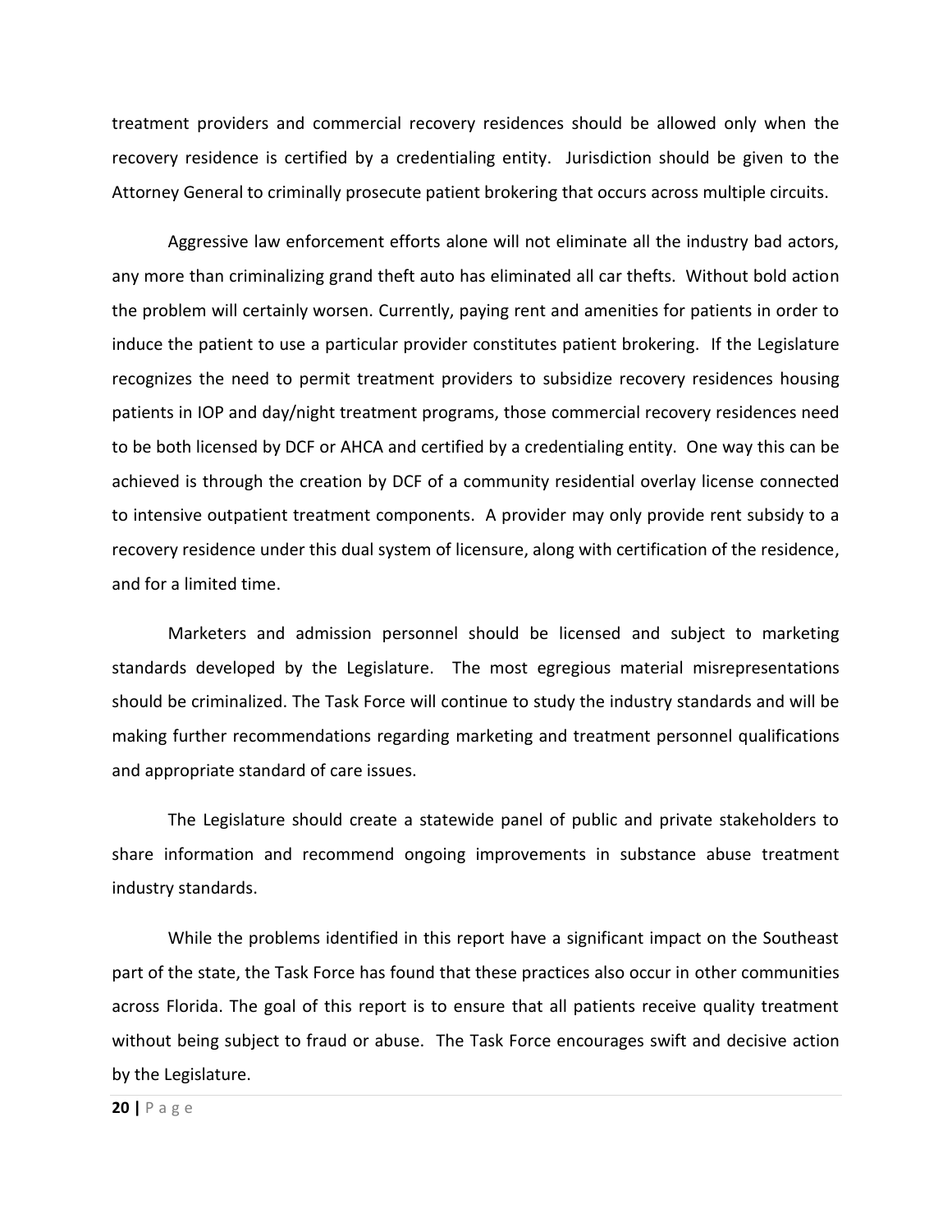treatment providers and commercial recovery residences should be allowed only when the recovery residence is certified by a credentialing entity. Jurisdiction should be given to the Attorney General to criminally prosecute patient brokering that occurs across multiple circuits.

Aggressive law enforcement efforts alone will not eliminate all the industry bad actors, any more than criminalizing grand theft auto has eliminated all car thefts. Without bold action the problem will certainly worsen. Currently, paying rent and amenities for patients in order to induce the patient to use a particular provider constitutes patient brokering. If the Legislature recognizes the need to permit treatment providers to subsidize recovery residences housing patients in IOP and day/night treatment programs, those commercial recovery residences need to be both licensed by DCF or AHCA and certified by a credentialing entity. One way this can be achieved is through the creation by DCF of a community residential overlay license connected to intensive outpatient treatment components. A provider may only provide rent subsidy to a recovery residence under this dual system of licensure, along with certification of the residence, and for a limited time.

Marketers and admission personnel should be licensed and subject to marketing standards developed by the Legislature. The most egregious material misrepresentations should be criminalized. The Task Force will continue to study the industry standards and will be making further recommendations regarding marketing and treatment personnel qualifications and appropriate standard of care issues.

The Legislature should create a statewide panel of public and private stakeholders to share information and recommend ongoing improvements in substance abuse treatment industry standards.

While the problems identified in this report have a significant impact on the Southeast part of the state, the Task Force has found that these practices also occur in other communities across Florida. The goal of this report is to ensure that all patients receive quality treatment without being subject to fraud or abuse. The Task Force encourages swift and decisive action by the Legislature.